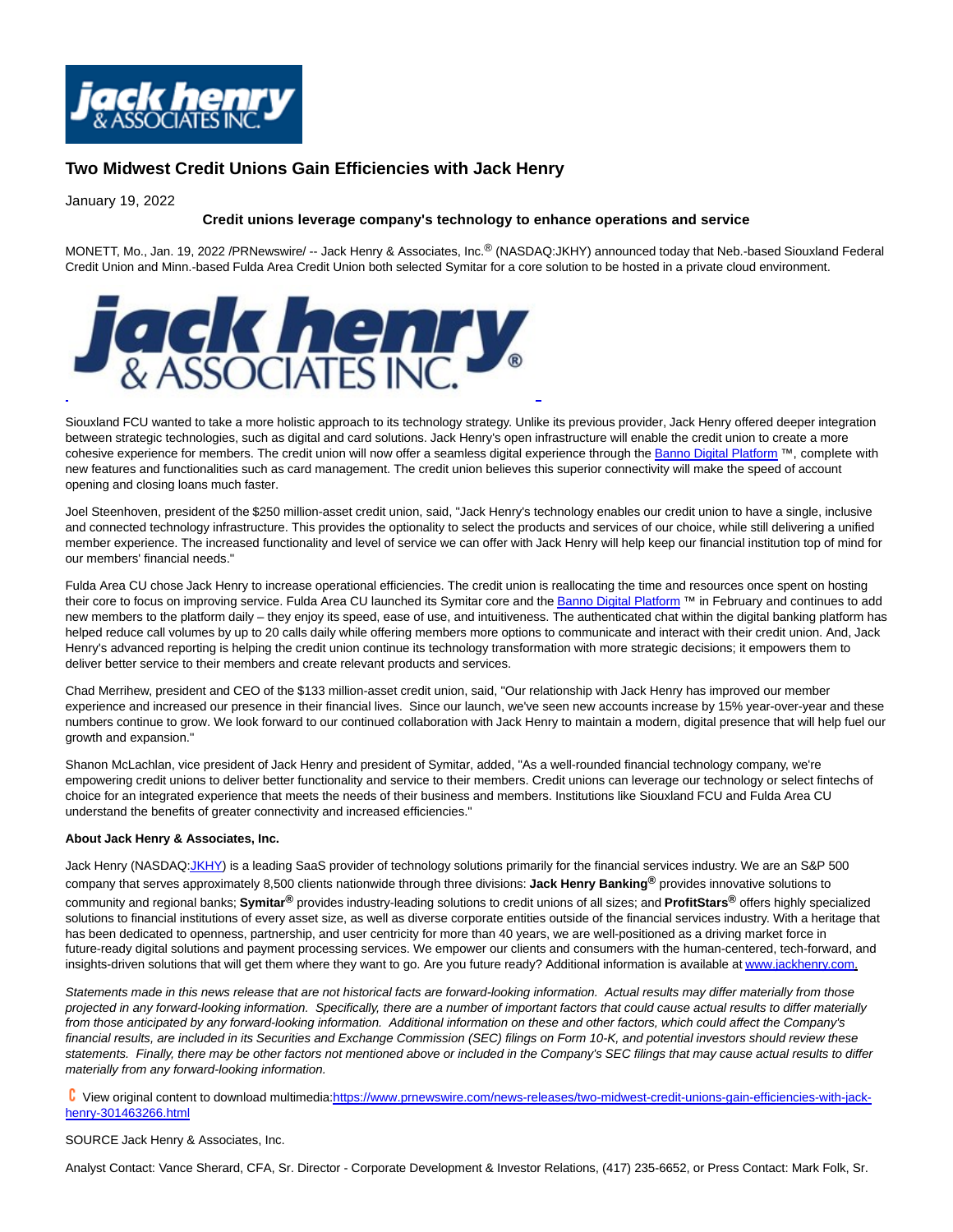# Two Midwest Credit Unions Gain Efficiencies with Jack Henry

January 19, 2022

**Credit unions leverage company's technology to enhance operations and service**

MONETT, Mo., Jan. 19, 2022 /PRNewswire/ -- Jack Henry & Associates, Inc.® (NASDAQ:JKHY) announced today that Neb.-based Siouxland Federal Credit Union and Minn.-based Fulda Area Credit Union both selected Symitar for a core solution to be hosted in a private cloud environment.

Siouxland FCU wanted to take a more holistic approach to its technology strategy. Unlike its previous provider, Jack Henry offered deeper integration between strategic technologies, such as digital and card solutions. Jack Henry's open infrastructure will enable the credit union to create a more cohesive experience for members. The credit union will now offer a seamless digital experience through the Banno Digital Platform ™, complete with new features and functionalities such as card management. The credit union believes this superior connectivity will make the speed of account opening and closing loans much faster.

Joel Steenhoven, president of the $250 million-asset credit union, said, "Jack Henry's technology enables our credit union to have a single, inclusive and connected technology infrastructure. This provides the optionality to select the products and services of our choice, while still delivering a unified member experience. The increased functionality and level of service we can offer with Jack Henry will help keep our financial institution top of mind for our members' financial needs."

Fulda Area CU chose Jack Henry to increase operational efficiencies. The credit union is reallocating the time and resources once spent on hosting their core to focus on improving service. Fulda Area CU launched its Symitar core and the Banno Digital Platform ™ in February and continues to add new members to the platform daily – they enjoy its speed, ease of use, and intuitiveness. The authenticated chat within the digital banking platform has helped reduce call volumes by up to 20 calls daily while offering members more options to communicate and interact with their credit union. And, Jack Henry's advanced reporting is helping the credit union continue its technology transformation with more strategic decisions; it empowers them to deliver better service to their members and create relevant products and services.

Chad Merrihew, president and CEO of the $133 million-asset credit union, said, "Our relationship with Jack Henry has improved our member experience and increased our presence in their financial lives. Since our launch, we've seen new accounts increase by 15% year-over-year and these numbers continue to grow. We look forward to our continued collaboration with Jack Henry to maintain a modern, digital presence that will help fuel our growth and expansion."

Shanon McLachlan, vice president of Jack Henry and president of Symitar, added, "As a well-rounded financial technology company, we're empowering credit unions to deliver better functionality and service to their members. Credit unions can leverage our technology or select fintechs of choice for an integrated experience that meets the needs of their business and members. Institutions like Siouxland FCU and Fulda Area CU understand the benefits of greater connectivity and increased efficiencies."

**About Jack Henry & Associates, Inc.**

Jack Henry (NASDAQ:JKHY) is a leading SaaS provider of technology solutions primarily for the financial services industry. We are an S&P 500 company that serves approximately 8,500 clients nationwide through three divisions: **Jack Henry Banking®** provides innovative solutions to community and regional banks; **Symitar®** provides industry-leading solutions to credit unions of all sizes; and **ProfitStars®** offers highly specialized solutions to financial institutions of every asset size, as well as diverse corporate entities outside of the financial services industry. With a heritage that has been dedicated to openness, partnership, and user centricity for more than 40 years, we are well-positioned as a driving market force in future-ready digital solutions and payment processing services. We empower our clients and consumers with the human-centered, tech-forward, and insights-driven solutions that will get them where they want to go. Are you future ready? Additional information is available at www.jackhenry.com.

*Statements made in this news release that are not historical facts are forward-looking information. Actual results may differ materially from those projected in any forward-looking information. Specifically, there are a number of important factors that could cause actual results to differ materially from those anticipated by any forward-looking information. Additional information on these and other factors, which could affect the Company's financial results, are included in its Securities and Exchange Commission (SEC) filings on Form 10-K, and potential investors should review these statements. Finally, there may be other factors not mentioned above or included in the Company's SEC filings that may cause actual results to differ materially from any forward-looking information.*

View original content to download multimedia:https://www.prnewswire.com/news-releases/two-midwest-credit-unions-gain-efficiencies-with-jack-henry-301463266.html

SOURCE Jack Henry & Associates, Inc.

Analyst Contact: Vance Sherard, CFA, Sr. Director - Corporate Development & Investor Relations, (417) 235-6652, or Press Contact: Mark Folk, Sr.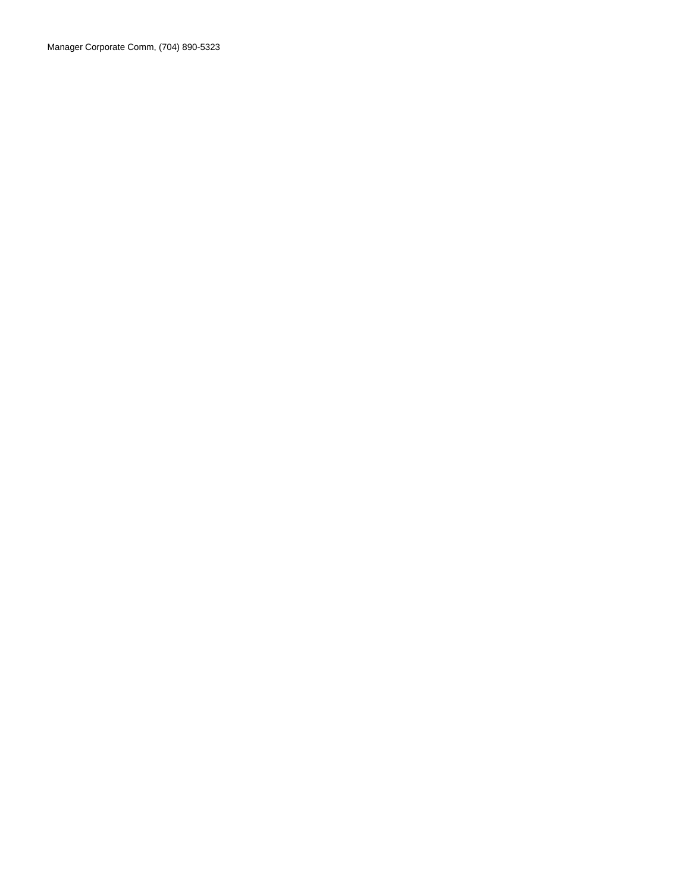Manager Corporate Comm, (704) 890-5323